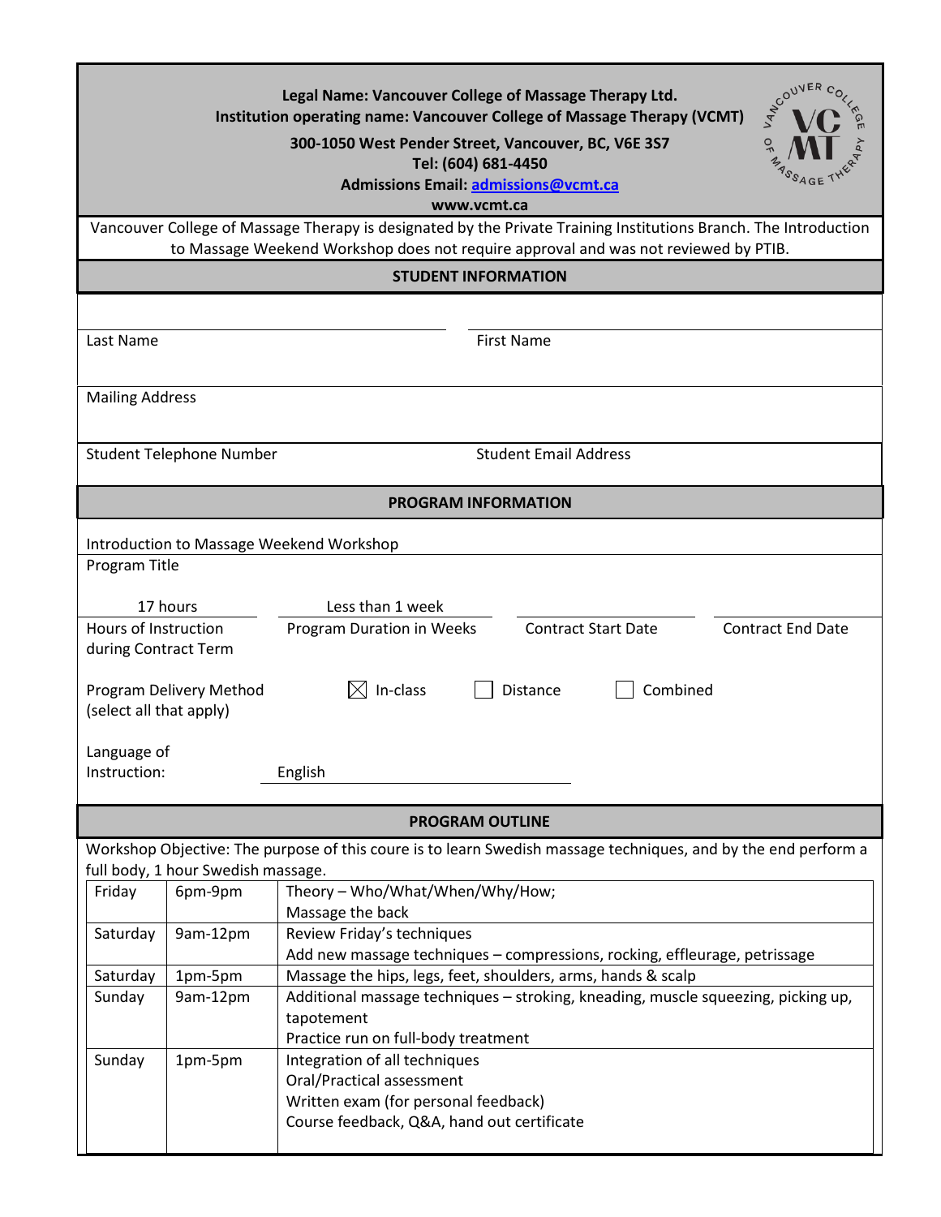**Legal Name: Vancouver College of Massage Therapy Ltd.**
**Institution operating name: Vancouver College of Massage Therapy (VCMT)**
**300-1050 West Pender Street, Vancouver, BC, V6E 3S7**
**Tel: (604) 681-4450**
**Admissions Email: admissions@vcmt.ca**
**www.vcmt.ca**

Vancouver College of Massage Therapy is designated by the Private Training Institutions Branch. The Introduction to Massage Weekend Workshop does not require approval and was not reviewed by PTIB.

## STUDENT INFORMATION

Last Name: ____________________ First Name: ____________________

Mailing Address: ____________________

Student Telephone Number: ____________________ Student Email Address: ____________________

## PROGRAM INFORMATION

Program Title: Introduction to Massage Weekend Workshop

| Hours of Instruction during Contract Term | Program Duration in Weeks | Contract Start Date | Contract End Date |
|---|---|---|---|
| 17 hours | Less than 1 week | | |

Program Delivery Method (select all that apply): ☒ In-class ☐ Distance ☐ Combined

Language of Instruction: English

## PROGRAM OUTLINE

Workshop Objective: The purpose of this coure is to learn Swedish massage techniques, and by the end perform a full body, 1 hour Swedish massage.

| Day | Time | Content |
|---|---|---|
| Friday | 6pm-9pm | Theory – Who/What/When/Why/How;<br>Massage the back |
| Saturday | 9am-12pm | Review Friday's techniques<br>Add new massage techniques – compressions, rocking, effleurage, petrissage |
| Saturday | 1pm-5pm | Massage the hips, legs, feet, shoulders, arms, hands & scalp |
| Sunday | 9am-12pm | Additional massage techniques – stroking, kneading, muscle squeezing, picking up, tapotement<br>Practice run on full-body treatment |
| Sunday | 1pm-5pm | Integration of all techniques<br>Oral/Practical assessment<br>Written exam (for personal feedback)<br>Course feedback, Q&A, hand out certificate |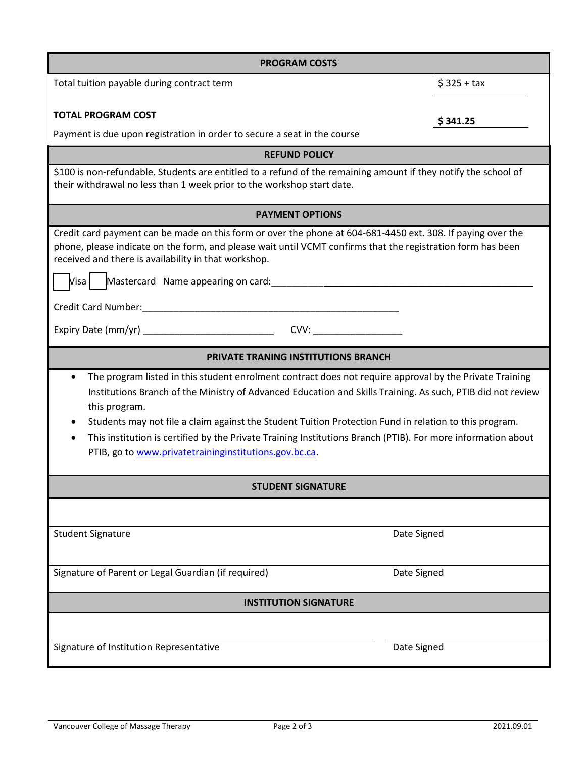## PROGRAM COSTS

| | |
|---|---|
| Total tuition payable during contract term | $ 325 + tax |
| **TOTAL PROGRAM COST** | **$ 341.25** |

Payment is due upon registration in order to secure a seat in the course

## REFUND POLICY

$100 is non-refundable. Students are entitled to a refund of the remaining amount if they notify the school of their withdrawal no less than 1 week prior to the workshop start date.

## PAYMENT OPTIONS

Credit card payment can be made on this form or over the phone at 604-681-4450 ext. 308. If paying over the phone, please indicate on the form, and please wait until VCMT confirms that the registration form has been received and there is availability in that workshop.

☐ Visa ☐ Mastercard Name appearing on card:________________________________________________

Credit Card Number:_____________________________________________________

Expiry Date (mm/yr) __________________________ CVV: __________________

## PRIVATE TRANING INSTITUTIONS BRANCH

- The program listed in this student enrolment contract does not require approval by the Private Training Institutions Branch of the Ministry of Advanced Education and Skills Training. As such, PTIB did not review this program.
- Students may not file a claim against the Student Tuition Protection Fund in relation to this program.
- This institution is certified by the Private Training Institutions Branch (PTIB). For more information about PTIB, go to www.privatetraininginstitutions.gov.bc.ca.

## STUDENT SIGNATURE

| | |
|---|---|
| Student Signature | Date Signed |
| Signature of Parent or Legal Guardian (if required) | Date Signed |

## INSTITUTION SIGNATURE

| | |
|---|---|
| Signature of Institution Representative | Date Signed |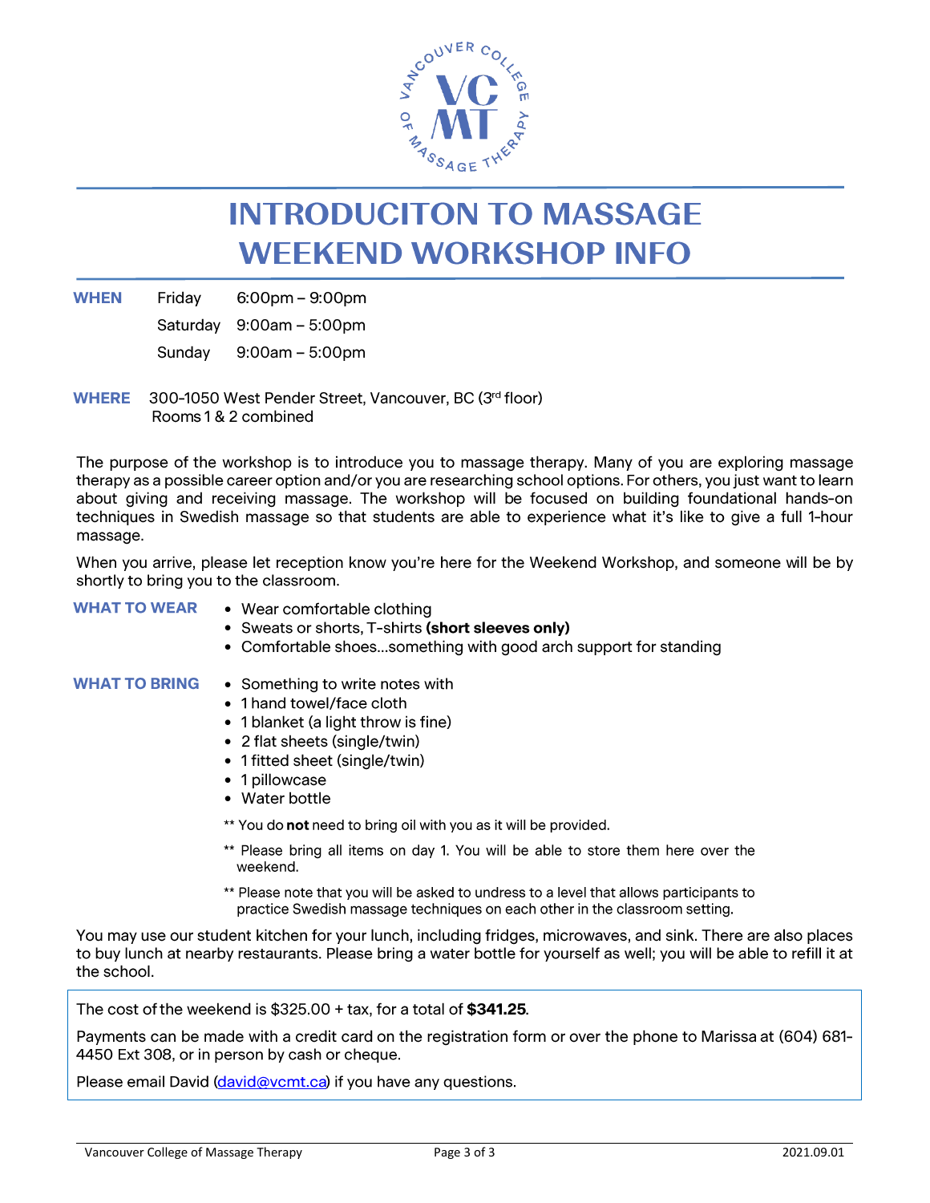# INTRODUCITON TO MASSAGE WEEKEND WORKSHOP INFO

| | | |
|---|---|---|
| **WHEN** | Friday | 6:00pm – 9:00pm |
| | Saturday | 9:00am – 5:00pm |
| | Sunday | 9:00am – 5:00pm |

**WHERE** 300-1050 West Pender Street, Vancouver, BC (3rd floor)
Rooms 1 & 2 combined

The purpose of the workshop is to introduce you to massage therapy. Many of you are exploring massage therapy as a possible career option and/or you are researching school options. For others, you just want to learn about giving and receiving massage. The workshop will be focused on building foundational hands-on techniques in Swedish massage so that students are able to experience what it's like to give a full 1-hour massage.

When you arrive, please let reception know you're here for the Weekend Workshop, and someone will be by shortly to bring you to the classroom.

**WHAT TO WEAR**

- Wear comfortable clothing
- Sweats or shorts, T-shirts **(short sleeves only)**
- Comfortable shoes…something with good arch support for standing

**WHAT TO BRING**

- Something to write notes with
- 1 hand towel/face cloth
- 1 blanket (a light throw is fine)
- 2 flat sheets (single/twin)
- 1 fitted sheet (single/twin)
- 1 pillowcase
- Water bottle

** You do **not** need to bring oil with you as it will be provided.

** Please bring all items on day 1. You will be able to store them here over the weekend.

** Please note that you will be asked to undress to a level that allows participants to practice Swedish massage techniques on each other in the classroom setting.

You may use our student kitchen for your lunch, including fridges, microwaves, and sink. There are also places to buy lunch at nearby restaurants. Please bring a water bottle for yourself as well; you will be able to refill it at the school.

The cost of the weekend is $325.00 + tax, for a total of **$341.25**.

Payments can be made with a credit card on the registration form or over the phone to Marissa at (604) 681-4450 Ext 308, or in person by cash or cheque.

Please email David (david@vcmt.ca) if you have any questions.